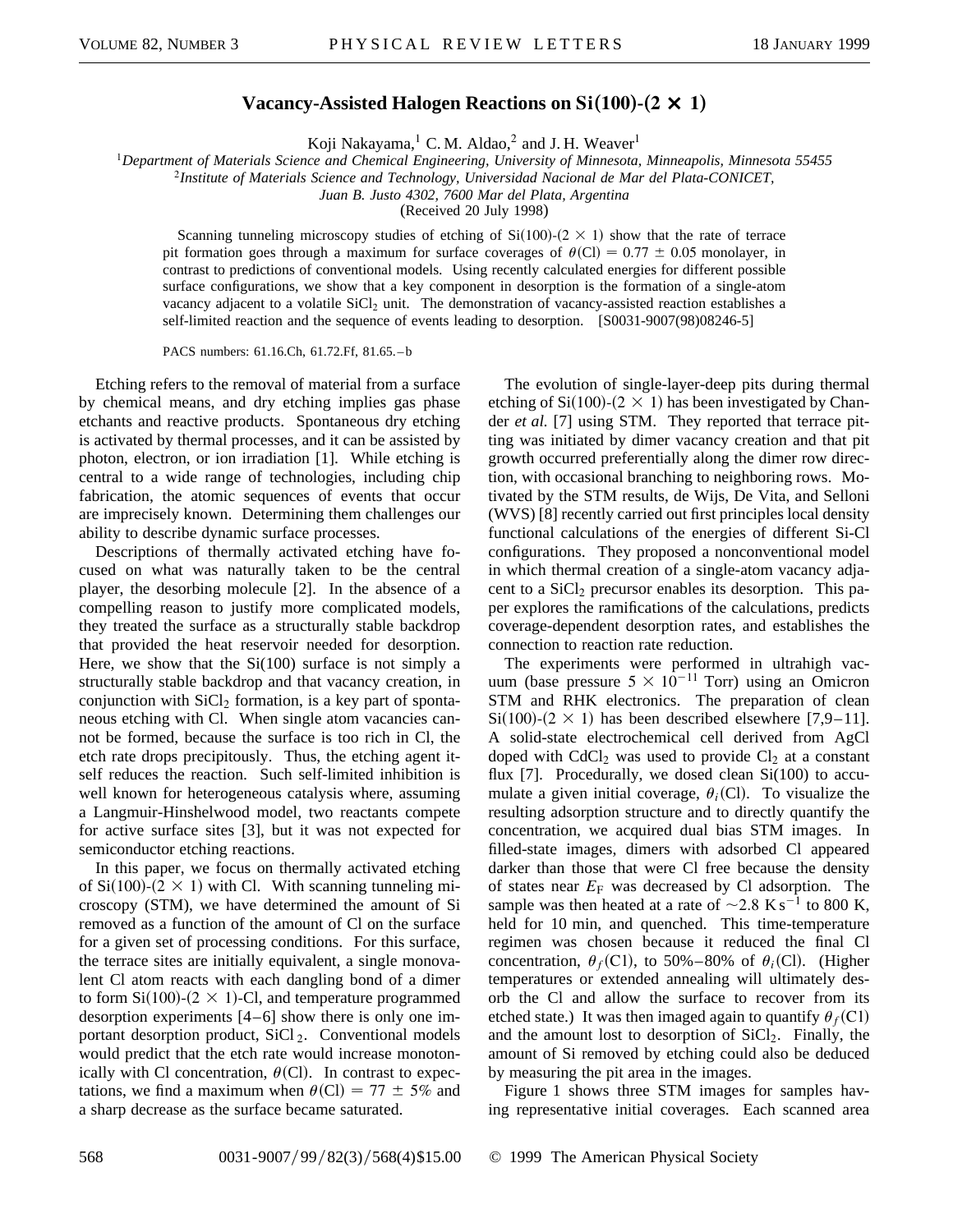# Vacancy-Assisted Halogen Reactions on Si(100)-(2 × 1)

Koji Nakayama,[1] C. M. Aldao,[2] and J. H. Weaver[1]

[1]*Department of Materials Science and Chemical Engineering, University of Minnesota, Minneapolis, Minnesota 55455*
[2]*Institute of Materials Science and Technology, Universidad Nacional de Mar del Plata-CONICET, Juan B. Justo 4302, 7600 Mar del Plata, Argentina*

(Received 20 July 1998)

Scanning tunneling microscopy studies of etching of Si(100)-(2 × 1) show that the rate of terrace pit formation goes through a maximum for surface coverages of $\theta(\mathrm{Cl}) = 0.77 \pm 0.05$ monolayer, in contrast to predictions of conventional models. Using recently calculated energies for different possible surface configurations, we show that a key component in desorption is the formation of a single-atom vacancy adjacent to a volatile $SiCl_2$ unit. The demonstration of vacancy-assisted reaction establishes a self-limited reaction and the sequence of events leading to desorption. [S0031-9007(98)08246-5]

PACS numbers: 61.16.Ch, 61.72.Ff, 81.65.–b

Etching refers to the removal of material from a surface by chemical means, and dry etching implies gas phase etchants and reactive products. Spontaneous dry etching is activated by thermal processes, and it can be assisted by photon, electron, or ion irradiation [1]. While etching is central to a wide range of technologies, including chip fabrication, the atomic sequences of events that occur are imprecisely known. Determining them challenges our ability to describe dynamic surface processes.

Descriptions of thermally activated etching have focused on what was naturally taken to be the central player, the desorbing molecule [2]. In the absence of a compelling reason to justify more complicated models, they treated the surface as a structurally stable backdrop that provided the heat reservoir needed for desorption. Here, we show that the Si(100) surface is not simply a structurally stable backdrop and that vacancy creation, in conjunction with $SiCl_2$ formation, is a key part of spontaneous etching with Cl. When single atom vacancies cannot be formed, because the surface is too rich in Cl, the etch rate drops precipitously. Thus, the etching agent itself reduces the reaction. Such self-limited inhibition is well known for heterogeneous catalysis where, assuming a Langmuir-Hinshelwood model, two reactants compete for active surface sites [3], but it was not expected for semiconductor etching reactions.

In this paper, we focus on thermally activated etching of Si(100)-(2 × 1) with Cl. With scanning tunneling microscopy (STM), we have determined the amount of Si removed as a function of the amount of Cl on the surface for a given set of processing conditions. For this surface, the terrace sites are initially equivalent, a single monovalent Cl atom reacts with each dangling bond of a dimer to form Si(100)-(2 × 1)-Cl, and temperature programmed desorption experiments [4–6] show there is only one important desorption product, $SiCl_2$. Conventional models would predict that the etch rate would increase monotonically with Cl concentration, $\theta(\mathrm{Cl})$. In contrast to expectations, we find a maximum when $\theta(\mathrm{Cl}) = 77 \pm 5\%$ and a sharp decrease as the surface became saturated.

The evolution of single-layer-deep pits during thermal etching of Si(100)-(2 × 1) has been investigated by Chander *et al.* [7] using STM. They reported that terrace pitting was initiated by dimer vacancy creation and that pit growth occurred preferentially along the dimer row direction, with occasional branching to neighboring rows. Motivated by the STM results, de Wijs, De Vita, and Selloni (WVS) [8] recently carried out first principles local density functional calculations of the energies of different Si-Cl configurations. They proposed a nonconventional model in which thermal creation of a single-atom vacancy adjacent to a $SiCl_2$ precursor enables its desorption. This paper explores the ramifications of the calculations, predicts coverage-dependent desorption rates, and establishes the connection to reaction rate reduction.

The experiments were performed in ultrahigh vacuum (base pressure $5 \times 10^{-11}$ Torr) using an Omicron STM and RHK electronics. The preparation of clean Si(100)-(2 × 1) has been described elsewhere [7,9–11]. A solid-state electrochemical cell derived from AgCl doped with $CdCl_2$ was used to provide $Cl_2$ at a constant flux [7]. Procedurally, we dosed clean Si(100) to accumulate a given initial coverage, $\theta_i(\mathrm{Cl})$. To visualize the resulting adsorption structure and to directly quantify the concentration, we acquired dual bias STM images. In filled-state images, dimers with adsorbed Cl appeared darker than those that were Cl free because the density of states near $E_\mathrm{F}$ was decreased by Cl adsorption. The sample was then heated at a rate of $\sim 2.8\ \mathrm{K\,s^{-1}}$ to 800 K, held for 10 min, and quenched. This time-temperature regimen was chosen because it reduced the final Cl concentration, $\theta_f(\mathrm{Cl})$, to 50%–80% of $\theta_i(\mathrm{Cl})$. (Higher temperatures or extended annealing will ultimately desorb the Cl and allow the surface to recover from its etched state.) It was then imaged again to quantify $\theta_f(\mathrm{Cl})$ and the amount lost to desorption of $SiCl_2$. Finally, the amount of Si removed by etching could also be deduced by measuring the pit area in the images.

Figure 1 shows three STM images for samples having representative initial coverages. Each scanned area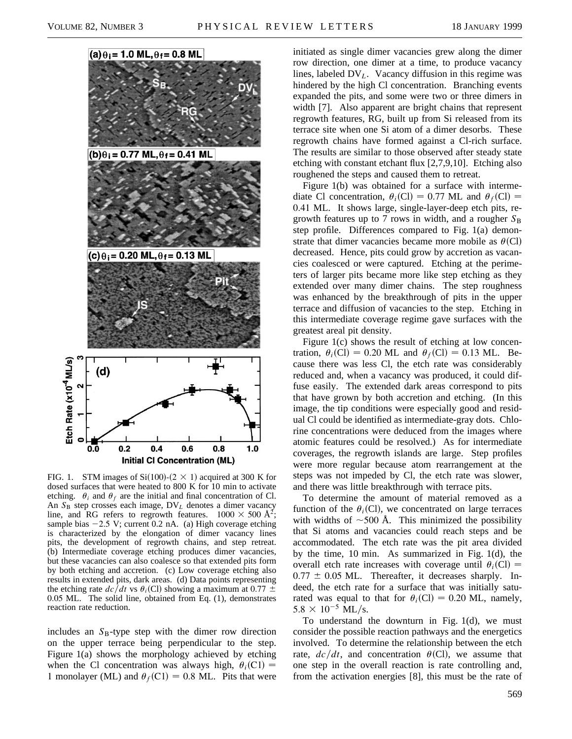FIG. 1. STM images of Si(100)-(2 × 1) acquired at 300 K for dosed surfaces that were heated to 800 K for 10 min to activate etching. $\theta_i$ and $\theta_f$ are the initial and final concentration of Cl. An $S_B$ step crosses each image, $DV_L$ denotes a dimer vacancy line, and RG refers to regrowth features. $1000 \times 500$ Å$^2$; sample bias $-2.5$ V; current 0.2 nA. (a) High coverage etching is characterized by the elongation of dimer vacancy lines pits, the development of regrowth chains, and step retreat. (b) Intermediate coverage etching produces dimer vacancies, but these vacancies can also coalesce so that extended pits form by both etching and accretion. (c) Low coverage etching also results in extended pits, dark areas. (d) Data points representing the etching rate $dc/dt$ vs $\theta_i$(Cl) showing a maximum at 0.77 ± 0.05 ML. The solid line, obtained from Eq. (1), demonstrates reaction rate reduction.

includes an $S_B$-type step with the dimer row direction on the upper terrace being perpendicular to the step. Figure 1(a) shows the morphology achieved by etching when the Cl concentration was always high, $\theta_i(\mathrm{Cl}) = 1$ monolayer (ML) and $\theta_f(\mathrm{Cl}) = 0.8$ ML. Pits that were initiated as single dimer vacancies grew along the dimer row direction, one dimer at a time, to produce vacancy lines, labeled $DV_L$. Vacancy diffusion in this regime was hindered by the high Cl concentration. Branching events expanded the pits, and some were two or three dimers in width [7]. Also apparent are bright chains that represent regrowth features, RG, built up from Si released from its terrace site when one Si atom of a dimer desorbs. These regrowth chains have formed against a Cl-rich surface. The results are similar to those observed after steady state etching with constant etchant flux [2,7,9,10]. Etching also roughened the steps and caused them to retreat.

Figure 1(b) was obtained for a surface with intermediate Cl concentration, $\theta_i(\mathrm{Cl}) = 0.77$ ML and $\theta_f(\mathrm{Cl}) = 0.41$ ML. It shows large, single-layer-deep etch pits, regrowth features up to 7 rows in width, and a rougher $S_B$ step profile. Differences compared to Fig. 1(a) demonstrate that dimer vacancies became more mobile as $\theta(\mathrm{Cl})$ decreased. Hence, pits could grow by accretion as vacancies coalesced or were captured. Etching at the perimeters of larger pits became more like step etching as they extended over many dimer chains. The step roughness was enhanced by the breakthrough of pits in the upper terrace and diffusion of vacancies to the step. Etching in this intermediate coverage regime gave surfaces with the greatest areal pit density.

Figure 1(c) shows the result of etching at low concentration, $\theta_i(\mathrm{Cl}) = 0.20$ ML and $\theta_f(\mathrm{Cl}) = 0.13$ ML. Because there was less Cl, the etch rate was considerably reduced and, when a vacancy was produced, it could diffuse easily. The extended dark areas correspond to pits that have grown by both accretion and etching. (In this image, the tip conditions were especially good and residual Cl could be identified as intermediate-gray dots. Chlorine concentrations were deduced from the images where atomic features could be resolved.) As for intermediate coverages, the regrowth islands are large. Step profiles were more regular because atom rearrangement at the steps was not impeded by Cl, the etch rate was slower, and there was little breakthrough with terrace pits.

To determine the amount of material removed as a function of the $\theta_i(\mathrm{Cl})$, we concentrated on large terraces with widths of ~500 Å. This minimized the possibility that Si atoms and vacancies could reach steps and be accommodated. The etch rate was the pit area divided by the time, 10 min. As summarized in Fig. 1(d), the overall etch rate increases with coverage until $\theta_i(\mathrm{Cl}) = 0.77 \pm 0.05$ ML. Thereafter, it decreases sharply. Indeed, the etch rate for a surface that was initially saturated was equal to that for $\theta_i(\mathrm{Cl}) = 0.20$ ML, namely, $5.8 \times 10^{-5}$ ML/s.

To understand the downturn in Fig. 1(d), we must consider the possible reaction pathways and the energetics involved. To determine the relationship between the etch rate, $dc/dt$, and concentration $\theta(\mathrm{Cl})$, we assume that one step in the overall reaction is rate controlling and, from the activation energies [8], this must be the rate of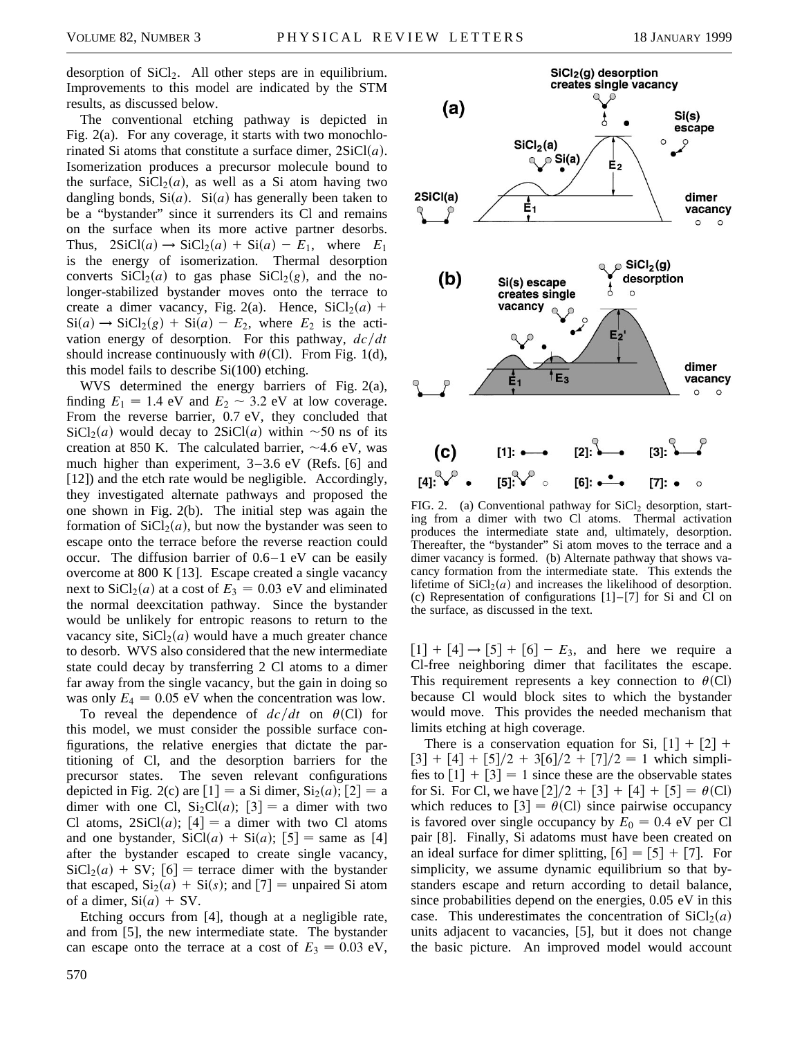desorption of $SiCl_2$. All other steps are in equilibrium. Improvements to this model are indicated by the STM results, as discussed below.

The conventional etching pathway is depicted in Fig. 2(a). For any coverage, it starts with two monochlorinated Si atoms that constitute a surface dimer, 2SiCl($a$). Isomerization produces a precursor molecule bound to the surface, $SiCl_2(a)$, as well as a Si atom having two dangling bonds, Si($a$). Si($a$) has generally been taken to be a "bystander" since it surrenders its Cl and remains on the surface when its more active partner desorbs. Thus, $2\text{SiCl}(a) \rightarrow \text{SiCl}_2(a) + \text{Si}(a) - E_1$, where $E_1$ is the energy of isomerization. Thermal desorption converts $SiCl_2(a)$ to gas phase $SiCl_2(g)$, and the no-longer-stabilized bystander moves onto the terrace to create a dimer vacancy, Fig. 2(a). Hence, $\text{SiCl}_2(a) + \text{Si}(a) \rightarrow \text{SiCl}_2(g) + \text{Si}(a) - E_2$, where $E_2$ is the activation energy of desorption. For this pathway, $dc/dt$ should increase continuously with $\theta$(Cl). From Fig. 1(d), this model fails to describe Si(100) etching.

WVS determined the energy barriers of Fig. 2(a), finding $E_1 = 1.4$ eV and $E_2 \sim 3.2$ eV at low coverage. From the reverse barrier, 0.7 eV, they concluded that $SiCl_2(a)$ would decay to 2SiCl($a$) within $\sim$50 ns of its creation at 850 K. The calculated barrier, $\sim$4.6 eV, was much higher than experiment, 3–3.6 eV (Refs. [6] and [12]) and the etch rate would be negligible. Accordingly, they investigated alternate pathways and proposed the one shown in Fig. 2(b). The initial step was again the formation of $SiCl_2(a)$, but now the bystander was seen to escape onto the terrace before the reverse reaction could occur. The diffusion barrier of 0.6–1 eV can be easily overcome at 800 K [13]. Escape created a single vacancy next to $SiCl_2(a)$ at a cost of $E_3 = 0.03$ eV and eliminated the normal deexcitation pathway. Since the bystander would be unlikely for entropic reasons to return to the vacancy site, $SiCl_2(a)$ would have a much greater chance to desorb. WVS also considered that the new intermediate state could decay by transferring 2 Cl atoms to a dimer far away from the single vacancy, but the gain in doing so was only $E_4 = 0.05$ eV when the concentration was low.

To reveal the dependence of $dc/dt$ on $\theta$(Cl) for this model, we must consider the possible surface configurations, the relative energies that dictate the partitioning of Cl, and the desorption barriers for the precursor states. The seven relevant configurations depicted in Fig. 2(c) are [1] = a Si dimer, $Si_2(a)$; [2] = a dimer with one Cl, $Si_2Cl(a)$; [3] = a dimer with two Cl atoms, 2SiCl($a$); [4] = a dimer with two Cl atoms and one bystander, SiCl($a$) + Si($a$); [5] = same as [4] after the bystander escaped to create single vacancy, $SiCl_2(a)$ + SV; [6] = terrace dimer with the bystander that escaped, $Si_2(a)$ + Si($s$); and [7] = unpaired Si atom of a dimer, Si($a$) + SV.

Etching occurs from [4], though at a negligible rate, and from [5], the new intermediate state. The bystander can escape onto the terrace at a cost of $E_3 = 0.03$ eV, [1] + [4] → [5] + [6] − $E_3$, and here we require a Cl-free neighboring dimer that facilitates the escape. This requirement represents a key connection to $\theta$(Cl) because Cl would block sites to which the bystander would move. This provides the needed mechanism that limits etching at high coverage.

There is a conservation equation for Si, [1] + [2] + [3] + [4] + [5]/2 + 3[6]/2 + [7]/2 = 1 which simplifies to [1] + [3] = 1 since these are the observable states for Si. For Cl, we have [2]/2 + [3] + [4] + [5] = $\theta$(Cl) which reduces to [3] = $\theta$(Cl) since pairwise occupancy is favored over single occupancy by $E_0 = 0.4$ eV per Cl pair [8]. Finally, Si adatoms must have been created on an ideal surface for dimer splitting, [6] = [5] + [7]. For simplicity, we assume dynamic equilibrium so that bystanders escape and return according to detail balance, since probabilities depend on the energies, 0.05 eV in this case. This underestimates the concentration of $SiCl_2(a)$ units adjacent to vacancies, [5], but it does not change the basic picture. An improved model would account

FIG. 2. (a) Conventional pathway for $SiCl_2$ desorption, starting from a dimer with two Cl atoms. Thermal activation produces the intermediate state and, ultimately, desorption. Thereafter, the "bystander" Si atom moves to the terrace and a dimer vacancy is formed. (b) Alternate pathway that shows vacancy formation from the intermediate state. This extends the lifetime of $SiCl_2(a)$ and increases the likelihood of desorption. (c) Representation of configurations [1]–[7] for Si and Cl on the surface, as discussed in the text.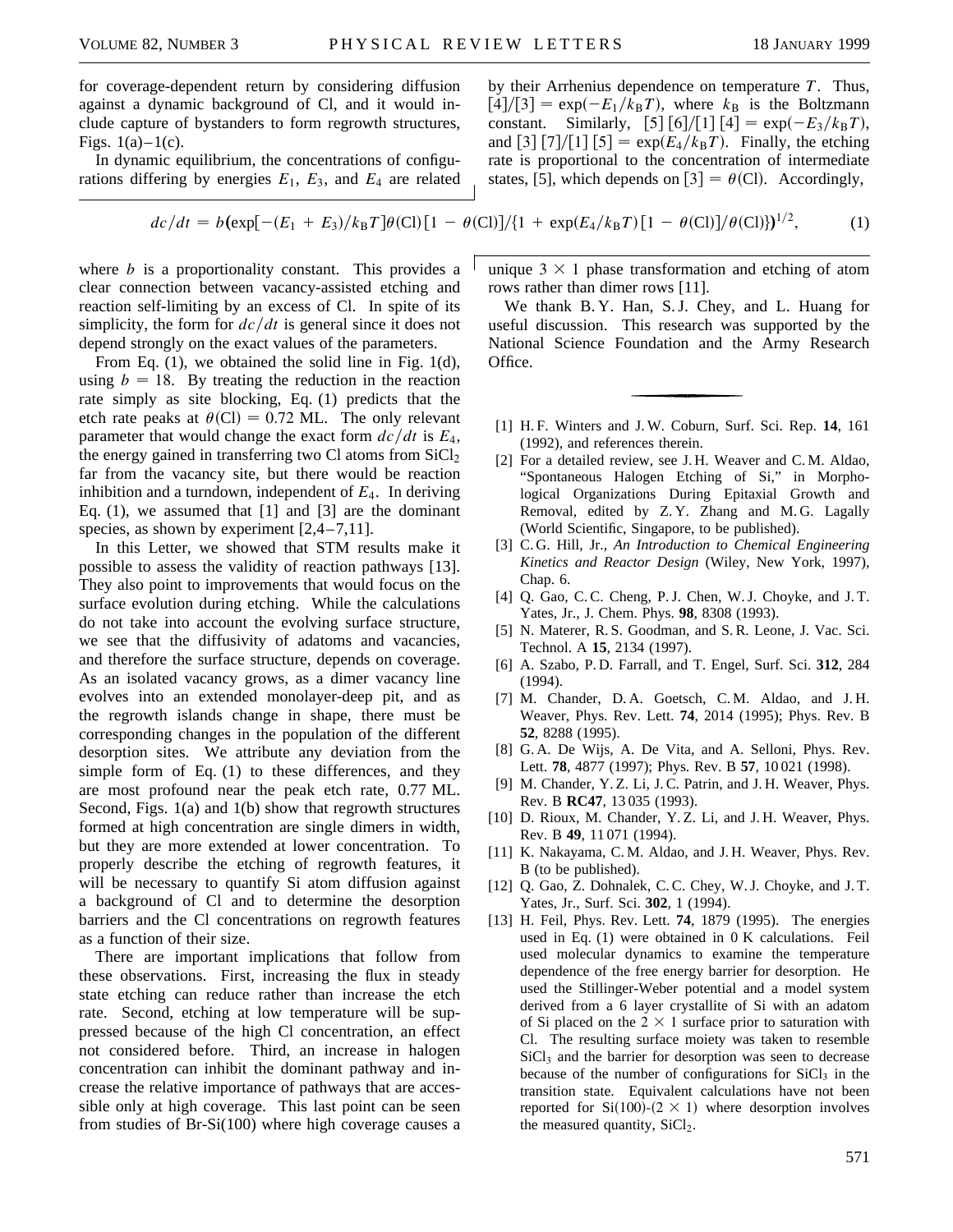for coverage-dependent return by considering diffusion against a dynamic background of Cl, and it would include capture of bystanders to form regrowth structures, Figs. 1(a)–1(c).

In dynamic equilibrium, the concentrations of configurations differing by energies $E_1$, $E_3$, and $E_4$ are related by their Arrhenius dependence on temperature $T$. Thus, $[4]/[3] = \exp(-E_1/k_B T)$, where $k_B$ is the Boltzmann constant. Similarly, $[5][6]/[1][4] = \exp(-E_3/k_B T)$, and $[3][7]/[1][5] = \exp(E_4/k_B T)$. Finally, the etching rate is proportional to the concentration of intermediate states, [5], which depends on $[3] = \theta(\mathrm{Cl})$. Accordingly,

$$dc/dt = b(\exp[-(E_1 + E_3)/k_B T]\theta(\mathrm{Cl})[1 - \theta(\mathrm{Cl})]/\{1 + \exp(E_4/k_B T)[1 - \theta(\mathrm{Cl})]/\theta(\mathrm{Cl})\})^{1/2}, \quad (1)$$

where $b$ is a proportionality constant. This provides a clear connection between vacancy-assisted etching and reaction self-limiting by an excess of Cl. In spite of its simplicity, the form for $dc/dt$ is general since it does not depend strongly on the exact values of the parameters.

From Eq. (1), we obtained the solid line in Fig. 1(d), using $b = 18$. By treating the reduction in the reaction rate simply as site blocking, Eq. (1) predicts that the etch rate peaks at $\theta(\mathrm{Cl}) = 0.72$ ML. The only relevant parameter that would change the exact form $dc/dt$ is $E_4$, the energy gained in transferring two Cl atoms from $SiCl_2$ far from the vacancy site, but there would be reaction inhibition and a turndown, independent of $E_4$. In deriving Eq. (1), we assumed that [1] and [3] are the dominant species, as shown by experiment [2,4–7,11].

In this Letter, we showed that STM results make it possible to assess the validity of reaction pathways [13]. They also point to improvements that would focus on the surface evolution during etching. While the calculations do not take into account the evolving surface structure, we see that the diffusivity of adatoms and vacancies, and therefore the surface structure, depends on coverage. As an isolated vacancy grows, as a dimer vacancy line evolves into an extended monolayer-deep pit, and as the regrowth islands change in shape, there must be corresponding changes in the population of the different desorption sites. We attribute any deviation from the simple form of Eq. (1) to these differences, and they are most profound near the peak etch rate, 0.77 ML. Second, Figs. 1(a) and 1(b) show that regrowth structures formed at high concentration are single dimers in width, but they are more extended at lower concentration. To properly describe the etching of regrowth features, it will be necessary to quantify Si atom diffusion against a background of Cl and to determine the desorption barriers and the Cl concentrations on regrowth features as a function of their size.

There are important implications that follow from these observations. First, increasing the flux in steady state etching can reduce rather than increase the etch rate. Second, etching at low temperature will be suppressed because of the high Cl concentration, an effect not considered before. Third, an increase in halogen concentration can inhibit the dominant pathway and increase the relative importance of pathways that are accessible only at high coverage. This last point can be seen from studies of Br-Si(100) where high coverage causes a unique $3 \times 1$ phase transformation and etching of atom rows rather than dimer rows [11].

We thank B.Y. Han, S.J. Chey, and L. Huang for useful discussion. This research was supported by the National Science Foundation and the Army Research Office.

---

[1] H.F. Winters and J.W. Coburn, Surf. Sci. Rep. **14**, 161 (1992), and references therein.

[2] For a detailed review, see J.H. Weaver and C.M. Aldao, "Spontaneous Halogen Etching of Si," in Morphological Organizations During Epitaxial Growth and Removal, edited by Z.Y. Zhang and M.G. Lagally (World Scientific, Singapore, to be published).

[3] C.G. Hill, Jr., *An Introduction to Chemical Engineering Kinetics and Reactor Design* (Wiley, New York, 1997), Chap. 6.

[4] Q. Gao, C.C. Cheng, P.J. Chen, W.J. Choyke, and J.T. Yates, Jr., J. Chem. Phys. **98**, 8308 (1993).

[5] N. Materer, R.S. Goodman, and S.R. Leone, J. Vac. Sci. Technol. A **15**, 2134 (1997).

[6] A. Szabo, P.D. Farrall, and T. Engel, Surf. Sci. **312**, 284 (1994).

[7] M. Chander, D.A. Goetsch, C.M. Aldao, and J.H. Weaver, Phys. Rev. Lett. **74**, 2014 (1995); Phys. Rev. B **52**, 8288 (1995).

[8] G.A. De Wijs, A. De Vita, and A. Selloni, Phys. Rev. Lett. **78**, 4877 (1997); Phys. Rev. B **57**, 10 021 (1998).

[9] M. Chander, Y.Z. Li, J.C. Patrin, and J.H. Weaver, Phys. Rev. B **RC47**, 13 035 (1993).

[10] D. Rioux, M. Chander, Y.Z. Li, and J.H. Weaver, Phys. Rev. B **49**, 11 071 (1994).

[11] K. Nakayama, C.M. Aldao, and J.H. Weaver, Phys. Rev. B (to be published).

[12] Q. Gao, Z. Dohnalek, C.C. Chey, W.J. Choyke, and J.T. Yates, Jr., Surf. Sci. **302**, 1 (1994).

[13] H. Feil, Phys. Rev. Lett. **74**, 1879 (1995). The energies used in Eq. (1) were obtained in 0 K calculations. Feil used molecular dynamics to examine the temperature dependence of the free energy barrier for desorption. He used the Stillinger-Weber potential and a model system derived from a 6 layer crystallite of Si with an adatom of Si placed on the $2 \times 1$ surface prior to saturation with Cl. The resulting surface moiety was taken to resemble $SiCl_3$ and the barrier for desorption was seen to decrease because of the number of configurations for $SiCl_3$ in the transition state. Equivalent calculations have not been reported for Si(100)-$(2 \times 1)$ where desorption involves the measured quantity, $SiCl_2$.